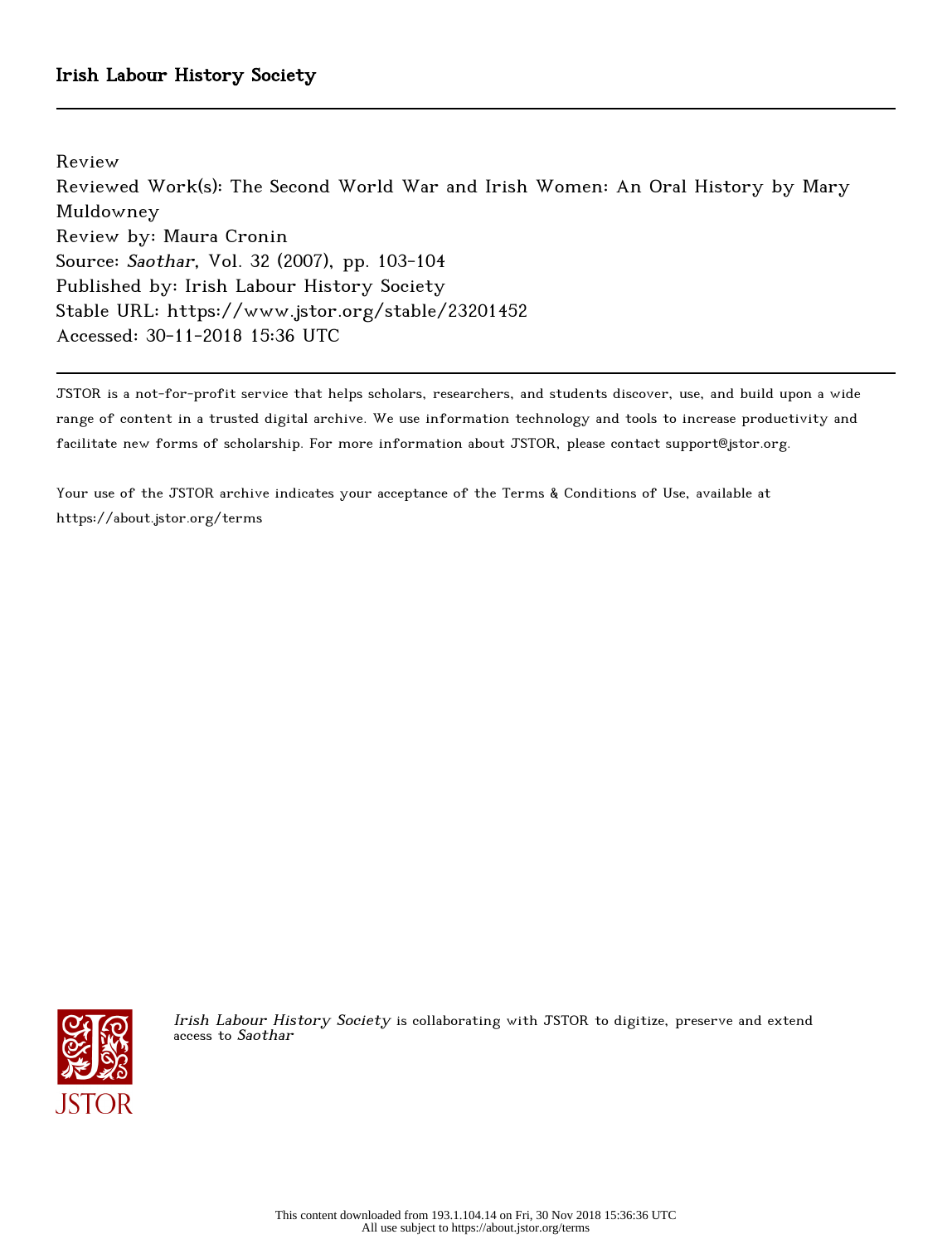Irish Labour History Society

Review

Reviewed Work(s): The Second World War and Irish Women: An Oral History by Mary Muldowney

Review by: Maura Cronin

Source: *Saothar*, Vol. 32 (2007), pp. 103-104

Published by: Irish Labour History Society

Stable URL: https://www.jstor.org/stable/23201452

Accessed: 30-11-2018 15:36 UTC

JSTOR is a not-for-profit service that helps scholars, researchers, and students discover, use, and build upon a wide range of content in a trusted digital archive. We use information technology and tools to increase productivity and facilitate new forms of scholarship. For more information about JSTOR, please contact support@jstor.org.

Your use of the JSTOR archive indicates your acceptance of the Terms & Conditions of Use, available at https://about.jstor.org/terms

*Irish Labour History Society* is collaborating with JSTOR to digitize, preserve and extend access to *Saothar*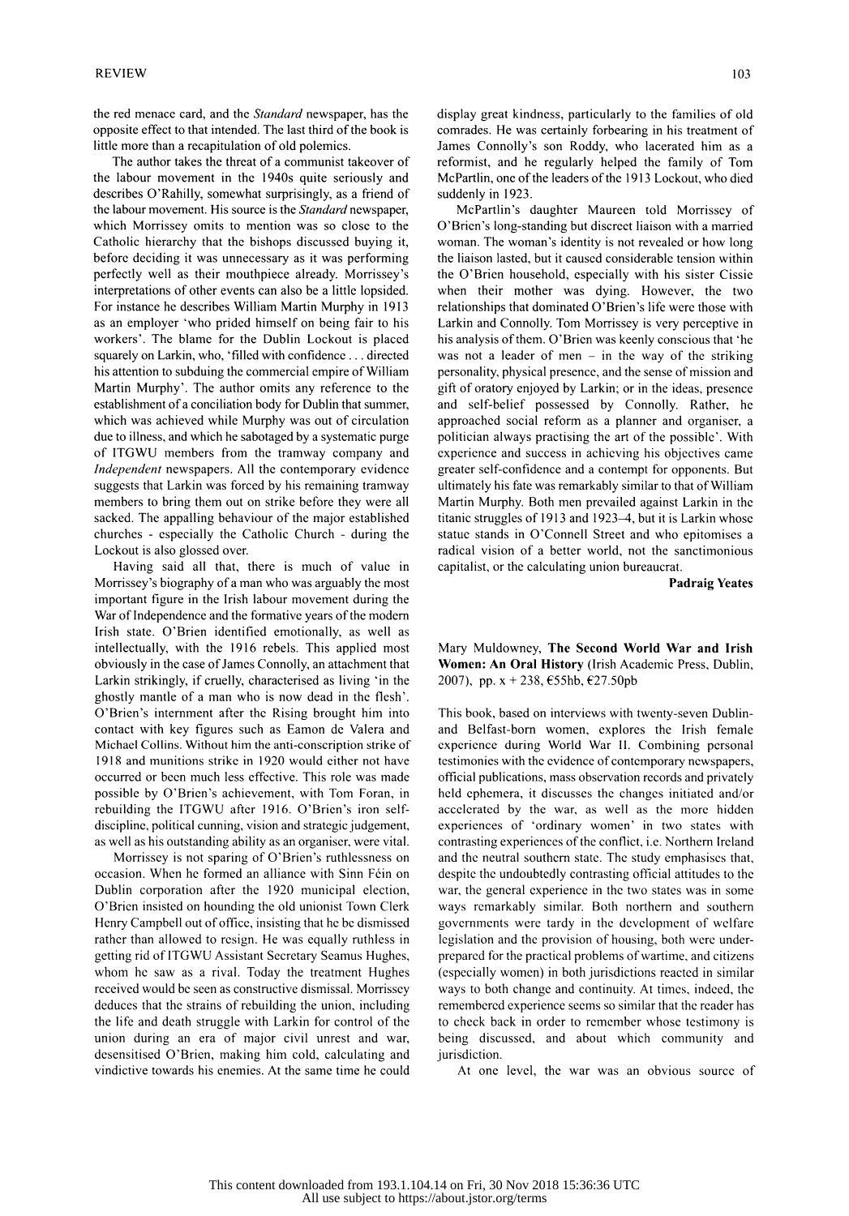the red menace card, and the *Standard* newspaper, has the opposite effect to that intended. The last third of the book is little more than a recapitulation of old polemics.

The author takes the threat of a communist takeover of the labour movement in the 1940s quite seriously and describes O'Rahilly, somewhat surprisingly, as a friend of the labour movement. His source is the *Standard* newspaper, which Morrissey omits to mention was so close to the Catholic hierarchy that the bishops discussed buying it, before deciding it was unnecessary as it was performing perfectly well as their mouthpiece already. Morrissey's interpretations of other events can also be a little lopsided. For instance he describes William Martin Murphy in 1913 as an employer 'who prided himself on being fair to his workers'. The blame for the Dublin Lockout is placed squarely on Larkin, who, 'filled with confidence . . . directed his attention to subduing the commercial empire of William Martin Murphy'. The author omits any reference to the establishment of a conciliation body for Dublin that summer, which was achieved while Murphy was out of circulation due to illness, and which he sabotaged by a systematic purge of ITGWU members from the tramway company and *Independent* newspapers. All the contemporary evidence suggests that Larkin was forced by his remaining tramway members to bring them out on strike before they were all sacked. The appalling behaviour of the major established churches - especially the Catholic Church - during the Lockout is also glossed over.

Having said all that, there is much of value in Morrissey's biography of a man who was arguably the most important figure in the Irish labour movement during the War of Independence and the formative years of the modern Irish state. O'Brien identified emotionally, as well as intellectually, with the 1916 rebels. This applied most obviously in the case of James Connolly, an attachment that Larkin strikingly, if cruelly, characterised as living 'in the ghostly mantle of a man who is now dead in the flesh'. O'Brien's internment after the Rising brought him into contact with key figures such as Eamon de Valera and Michael Collins. Without him the anti-conscription strike of 1918 and munitions strike in 1920 would either not have occurred or been much less effective. This role was made possible by O'Brien's achievement, with Tom Foran, in rebuilding the ITGWU after 1916. O'Brien's iron self-discipline, political cunning, vision and strategic judgement, as well as his outstanding ability as an organiser, were vital.

Morrissey is not sparing of O'Brien's ruthlessness on occasion. When he formed an alliance with Sinn Féin on Dublin corporation after the 1920 municipal election, O'Brien insisted on hounding the old unionist Town Clerk Henry Campbell out of office, insisting that he be dismissed rather than allowed to resign. He was equally ruthless in getting rid of ITGWU Assistant Secretary Seamus Hughes, whom he saw as a rival. Today the treatment Hughes received would be seen as constructive dismissal. Morrissey deduces that the strains of rebuilding the union, including the life and death struggle with Larkin for control of the union during an era of major civil unrest and war, desensitised O'Brien, making him cold, calculating and vindictive towards his enemies. At the same time he could display great kindness, particularly to the families of old comrades. He was certainly forbearing in his treatment of James Connolly's son Roddy, who lacerated him as a reformist, and he regularly helped the family of Tom McPartlin, one of the leaders of the 1913 Lockout, who died suddenly in 1923.

McPartlin's daughter Maureen told Morrissey of O'Brien's long-standing but discreet liaison with a married woman. The woman's identity is not revealed or how long the liaison lasted, but it caused considerable tension within the O'Brien household, especially with his sister Cissie when their mother was dying. However, the two relationships that dominated O'Brien's life were those with Larkin and Connolly. Tom Morrissey is very perceptive in his analysis of them. O'Brien was keenly conscious that 'he was not a leader of men – in the way of the striking personality, physical presence, and the sense of mission and gift of oratory enjoyed by Larkin; or in the ideas, presence and self-belief possessed by Connolly. Rather, he approached social reform as a planner and organiser, a politician always practising the art of the possible'. With experience and success in achieving his objectives came greater self-confidence and a contempt for opponents. But ultimately his fate was remarkably similar to that of William Martin Murphy. Both men prevailed against Larkin in the titanic struggles of 1913 and 1923–4, but it is Larkin whose statue stands in O'Connell Street and who epitomises a radical vision of a better world, not the sanctimonious capitalist, or the calculating union bureaucrat.

**Padraig Yeates**

Mary Muldowney, **The Second World War and Irish Women: An Oral History** (Irish Academic Press, Dublin, 2007), pp. x + 238, €55hb, €27.50pb

This book, based on interviews with twenty-seven Dublin- and Belfast-born women, explores the Irish female experience during World War II. Combining personal testimonies with the evidence of contemporary newspapers, official publications, mass observation records and privately held ephemera, it discusses the changes initiated and/or accelerated by the war, as well as the more hidden experiences of 'ordinary women' in two states with contrasting experiences of the conflict, i.e. Northern Ireland and the neutral southern state. The study emphasises that, despite the undoubtedly contrasting official attitudes to the war, the general experience in the two states was in some ways remarkably similar. Both northern and southern governments were tardy in the development of welfare legislation and the provision of housing, both were under-prepared for the practical problems of wartime, and citizens (especially women) in both jurisdictions reacted in similar ways to both change and continuity. At times, indeed, the remembered experience seems so similar that the reader has to check back in order to remember whose testimony is being discussed, and about which community and jurisdiction.

At one level, the war was an obvious source of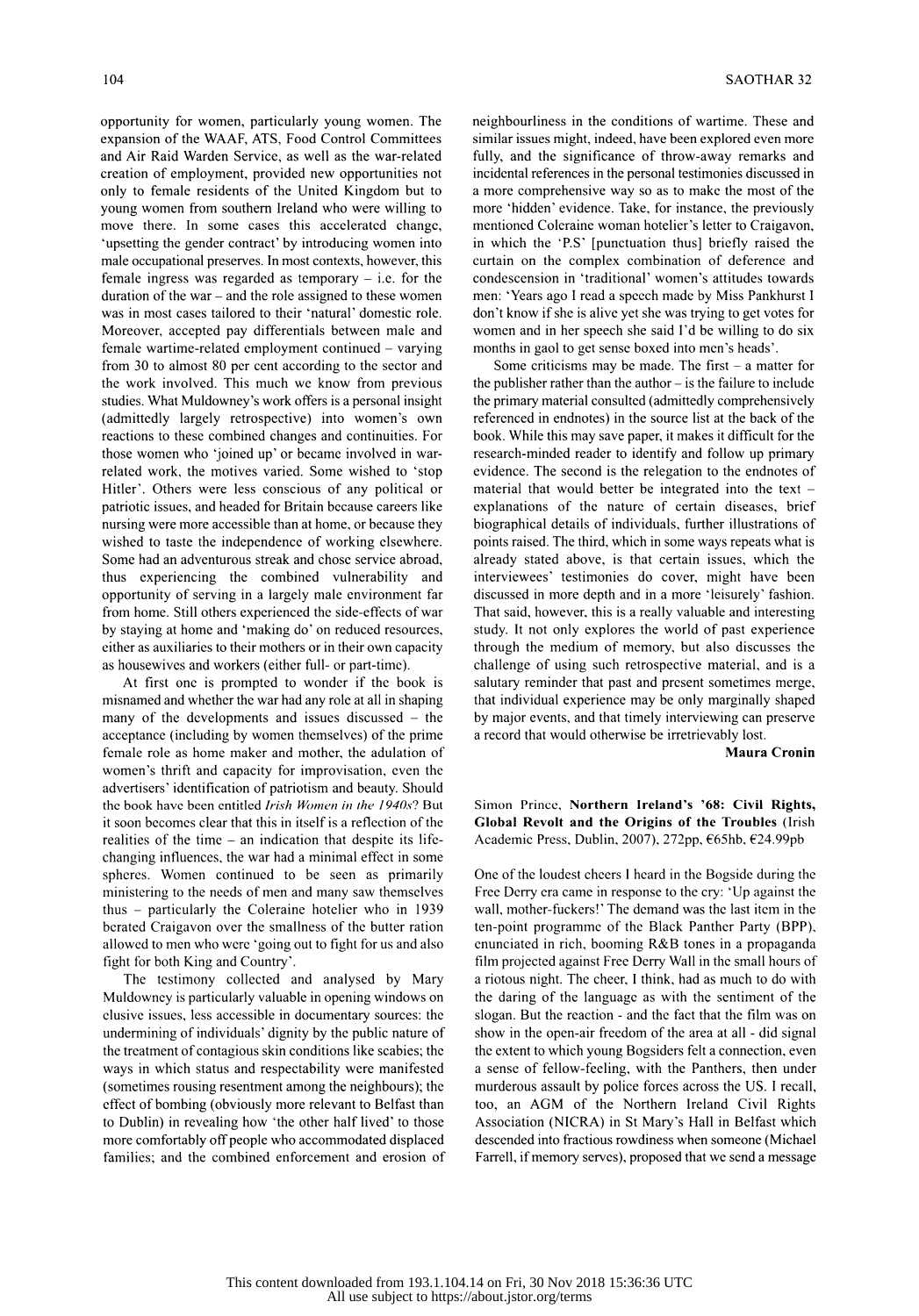opportunity for women, particularly young women. The expansion of the WAAF, ATS, Food Control Committees and Air Raid Warden Service, as well as the war-related creation of employment, provided new opportunities not only to female residents of the United Kingdom but to young women from southern Ireland who were willing to move there. In some cases this accelerated change, 'upsetting the gender contract' by introducing women into male occupational preserves. In most contexts, however, this female ingress was regarded as temporary – i.e. for the duration of the war – and the role assigned to these women was in most cases tailored to their 'natural' domestic role. Moreover, accepted pay differentials between male and female wartime-related employment continued – varying from 30 to almost 80 per cent according to the sector and the work involved. This much we know from previous studies. What Muldowney's work offers is a personal insight (admittedly largely retrospective) into women's own reactions to these combined changes and continuities. For those women who 'joined up' or became involved in war-related work, the motives varied. Some wished to 'stop Hitler'. Others were less conscious of any political or patriotic issues, and headed for Britain because careers like nursing were more accessible than at home, or because they wished to taste the independence of working elsewhere. Some had an adventurous streak and chose service abroad, thus experiencing the combined vulnerability and opportunity of serving in a largely male environment far from home. Still others experienced the side-effects of war by staying at home and 'making do' on reduced resources, either as auxiliaries to their mothers or in their own capacity as housewives and workers (either full- or part-time).

At first one is prompted to wonder if the book is misnamed and whether the war had any role at all in shaping many of the developments and issues discussed – the acceptance (including by women themselves) of the prime female role as home maker and mother, the adulation of women's thrift and capacity for improvisation, even the advertisers' identification of patriotism and beauty. Should the book have been entitled *Irish Women in the 1940s*? But it soon becomes clear that this in itself is a reflection of the realities of the time – an indication that despite its life-changing influences, the war had a minimal effect in some spheres. Women continued to be seen as primarily ministering to the needs of men and many saw themselves thus – particularly the Coleraine hotelier who in 1939 berated Craigavon over the smallness of the butter ration allowed to men who were 'going out to fight for us and also fight for both King and Country'.

The testimony collected and analysed by Mary Muldowney is particularly valuable in opening windows on elusive issues, less accessible in documentary sources: the undermining of individuals' dignity by the public nature of the treatment of contagious skin conditions like scabies; the ways in which status and respectability were manifested (sometimes rousing resentment among the neighbours); the effect of bombing (obviously more relevant to Belfast than to Dublin) in revealing how 'the other half lived' to those more comfortably off people who accommodated displaced families; and the combined enforcement and erosion of neighbourliness in the conditions of wartime. These and similar issues might, indeed, have been explored even more fully, and the significance of throw-away remarks and incidental references in the personal testimonies discussed in a more comprehensive way so as to make the most of the more 'hidden' evidence. Take, for instance, the previously mentioned Coleraine woman hotelier's letter to Craigavon, in which the 'P.S' [punctuation thus] briefly raised the curtain on the complex combination of deference and condescension in 'traditional' women's attitudes towards men: 'Years ago I read a speech made by Miss Pankhurst I don't know if she is alive yet she was trying to get votes for women and in her speech she said I'd be willing to do six months in gaol to get sense boxed into men's heads'.

Some criticisms may be made. The first – a matter for the publisher rather than the author – is the failure to include the primary material consulted (admittedly comprehensively referenced in endnotes) in the source list at the back of the book. While this may save paper, it makes it difficult for the research-minded reader to identify and follow up primary evidence. The second is the relegation to the endnotes of material that would better be integrated into the text – explanations of the nature of certain diseases, brief biographical details of individuals, further illustrations of points raised. The third, which in some ways repeats what is already stated above, is that certain issues, which the interviewees' testimonies do cover, might have been discussed in more depth and in a more 'leisurely' fashion. That said, however, this is a really valuable and interesting study. It not only explores the world of past experience through the medium of memory, but also discusses the challenge of using such retrospective material, and is a salutary reminder that past and present sometimes merge, that individual experience may be only marginally shaped by major events, and that timely interviewing can preserve a record that would otherwise be irretrievably lost.

**Maura Cronin**

Simon Prince, **Northern Ireland's '68: Civil Rights, Global Revolt and the Origins of the Troubles** (Irish Academic Press, Dublin, 2007), 272pp, €65hb, €24.99pb

One of the loudest cheers I heard in the Bogside during the Free Derry era came in response to the cry: 'Up against the wall, mother-fuckers!' The demand was the last item in the ten-point programme of the Black Panther Party (BPP), enunciated in rich, booming R&B tones in a propaganda film projected against Free Derry Wall in the small hours of a riotous night. The cheer, I think, had as much to do with the daring of the language as with the sentiment of the slogan. But the reaction - and the fact that the film was on show in the open-air freedom of the area at all - did signal the extent to which young Bogsiders felt a connection, even a sense of fellow-feeling, with the Panthers, then under murderous assault by police forces across the US. I recall, too, an AGM of the Northern Ireland Civil Rights Association (NICRA) in St Mary's Hall in Belfast which descended into fractious rowdiness when someone (Michael Farrell, if memory serves), proposed that we send a message